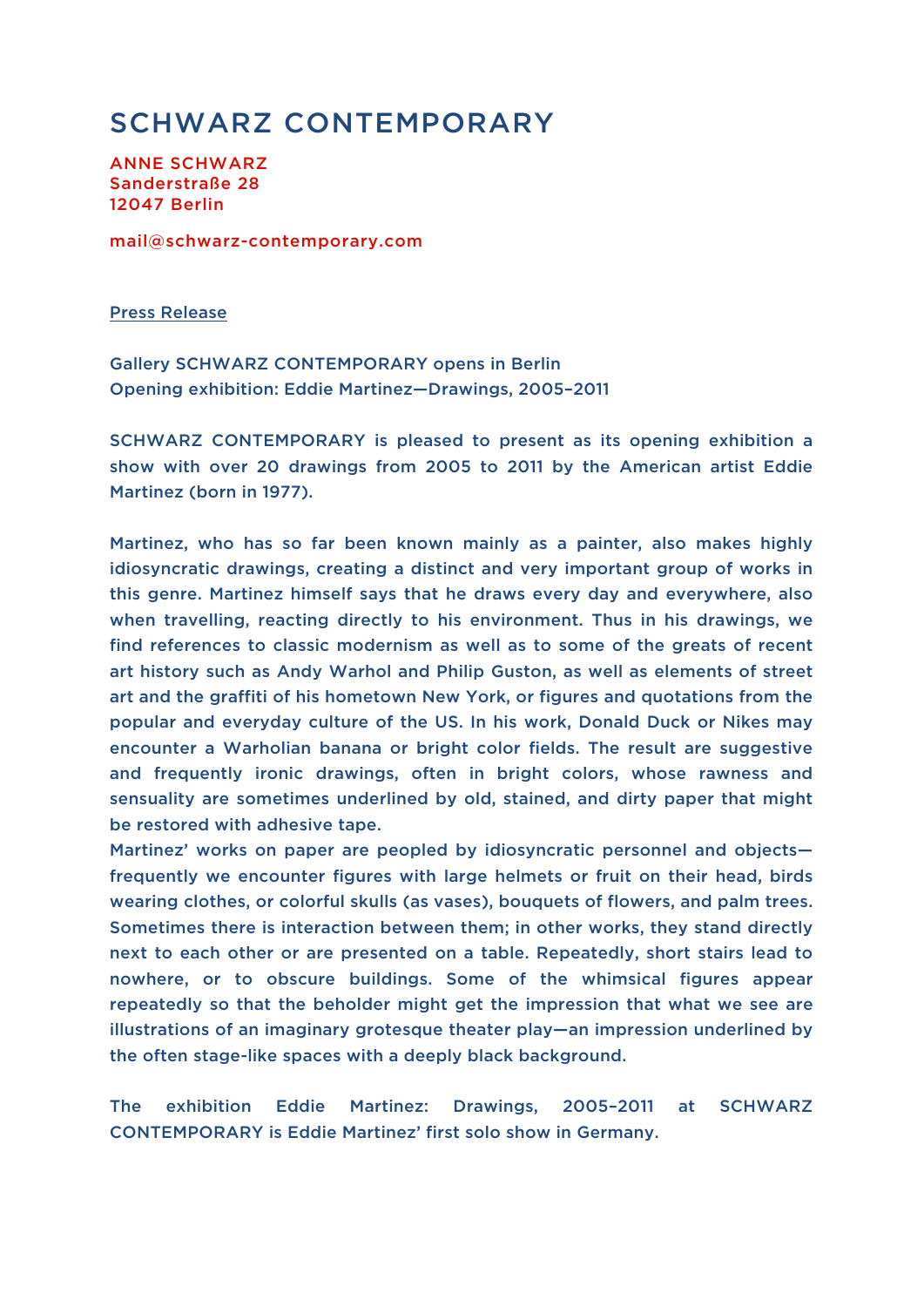# SCHWARZ CONTEMPORARY

ANNE SCHWARZ
Sanderstraße 28
12047 Berlin

mail@schwarz-contemporary.com

Press Release

Gallery SCHWARZ CONTEMPORARY opens in Berlin
Opening exhibition: Eddie Martinez—Drawings, 2005–2011

SCHWARZ CONTEMPORARY is pleased to present as its opening exhibition a show with over 20 drawings from 2005 to 2011 by the American artist Eddie Martinez (born in 1977).

Martinez, who has so far been known mainly as a painter, also makes highly idiosyncratic drawings, creating a distinct and very important group of works in this genre. Martinez himself says that he draws every day and everywhere, also when travelling, reacting directly to his environment. Thus in his drawings, we find references to classic modernism as well as to some of the greats of recent art history such as Andy Warhol and Philip Guston, as well as elements of street art and the graffiti of his hometown New York, or figures and quotations from the popular and everyday culture of the US. In his work, Donald Duck or Nikes may encounter a Warholian banana or bright color fields. The result are suggestive and frequently ironic drawings, often in bright colors, whose rawness and sensuality are sometimes underlined by old, stained, and dirty paper that might be restored with adhesive tape.
Martinez' works on paper are peopled by idiosyncratic personnel and objects—frequently we encounter figures with large helmets or fruit on their head, birds wearing clothes, or colorful skulls (as vases), bouquets of flowers, and palm trees. Sometimes there is interaction between them; in other works, they stand directly next to each other or are presented on a table. Repeatedly, short stairs lead to nowhere, or to obscure buildings. Some of the whimsical figures appear repeatedly so that the beholder might get the impression that what we see are illustrations of an imaginary grotesque theater play—an impression underlined by the often stage-like spaces with a deeply black background.

The exhibition Eddie Martinez: Drawings, 2005–2011 at SCHWARZ CONTEMPORARY is Eddie Martinez' first solo show in Germany.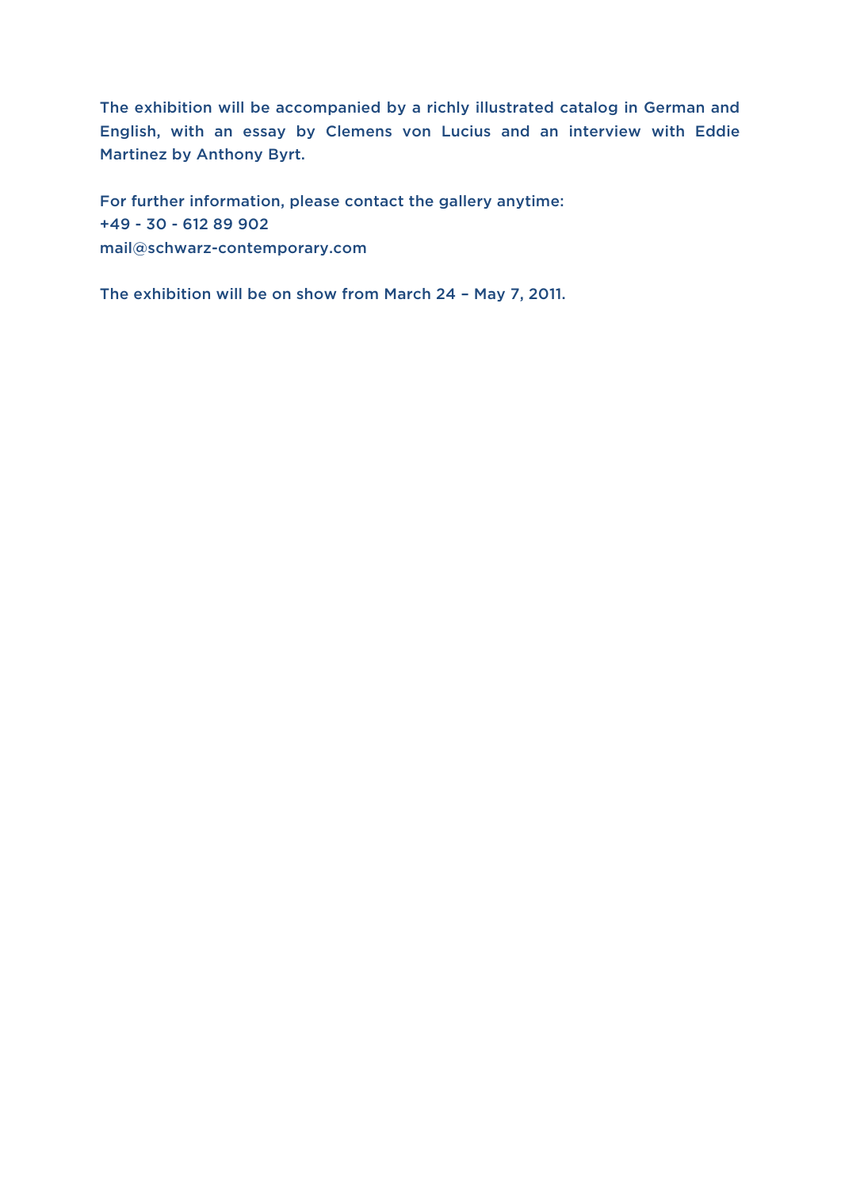The exhibition will be accompanied by a richly illustrated catalog in German and English, with an essay by Clemens von Lucius and an interview with Eddie Martinez by Anthony Byrt.

For further information, please contact the gallery anytime:
+49 - 30 - 612 89 902
mail@schwarz-contemporary.com

The exhibition will be on show from March 24 – May 7, 2011.